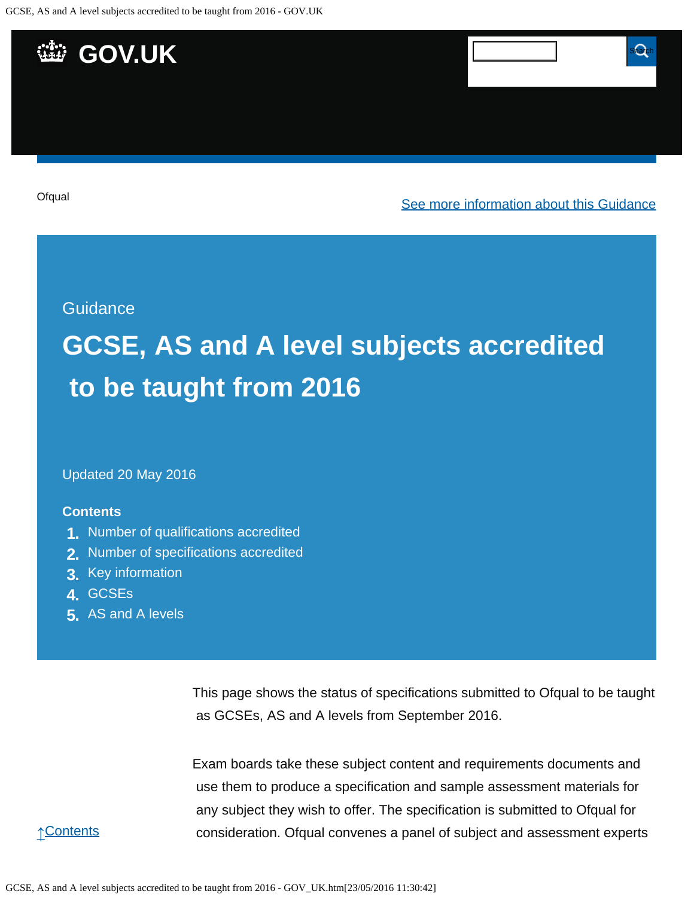Ofqual

See more information about this Guidance

Guidance

# GCSE, AS and A level subjects accredited to be taught from 2016

Updated 20 May 2016

**Contents**

1. Number of qualifications accredited
2. Number of specifications accredited
3. Key information
4. GCSEs
5. AS and A levels

This page shows the status of specifications submitted to Ofqual to be taught as GCSEs, AS and A levels from September 2016.

Exam boards take these subject content and requirements documents and use them to produce a specification and sample assessment materials for any subject they wish to offer. The specification is submitted to Ofqual for consideration. Ofqual convenes a panel of subject and assessment experts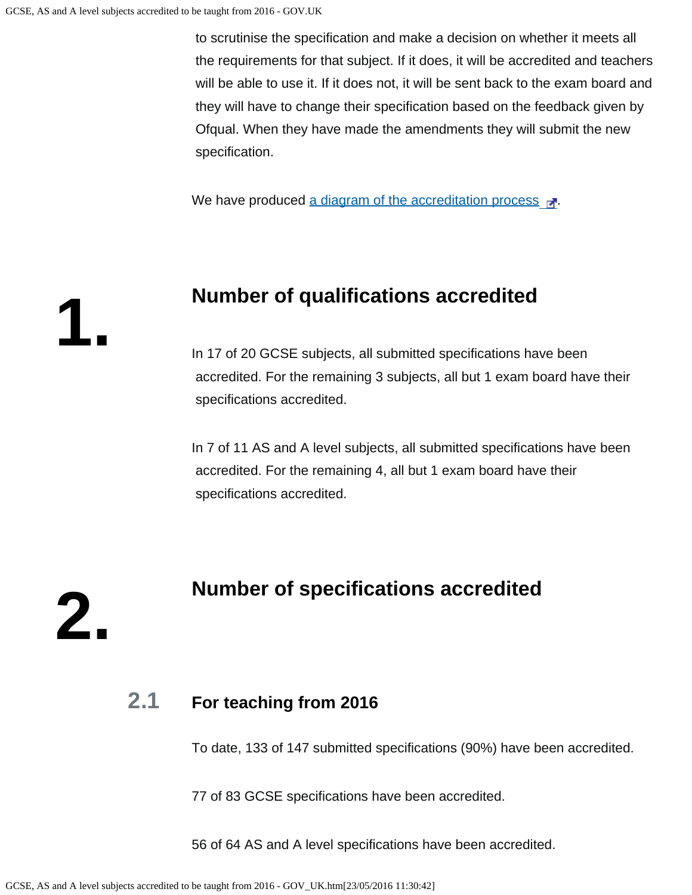to scrutinise the specification and make a decision on whether it meets all the requirements for that subject. If it does, it will be accredited and teachers will be able to use it. If it does not, it will be sent back to the exam board and they will have to change their specification based on the feedback given by Ofqual. When they have made the amendments they will submit the new specification.

We have produced [a diagram of the accreditation process](#).

## 1. Number of qualifications accredited

In 17 of 20 GCSE subjects, all submitted specifications have been accredited. For the remaining 3 subjects, all but 1 exam board have their specifications accredited.

In 7 of 11 AS and A level subjects, all submitted specifications have been accredited. For the remaining 4, all but 1 exam board have their specifications accredited.

## 2. Number of specifications accredited

### 2.1 For teaching from 2016

To date, 133 of 147 submitted specifications (90%) have been accredited.

77 of 83 GCSE specifications have been accredited.

56 of 64 AS and A level specifications have been accredited.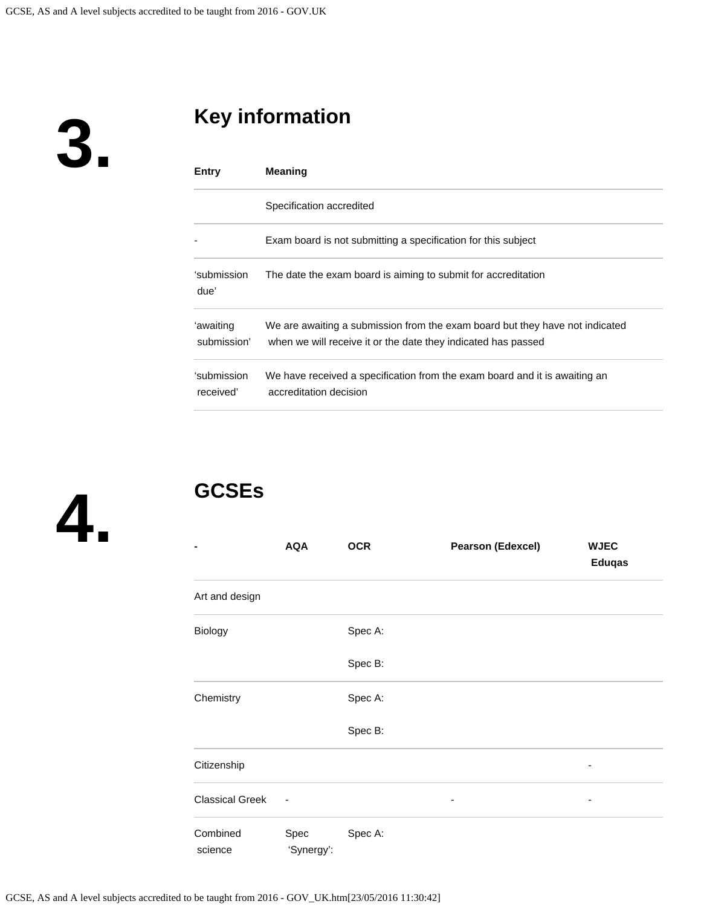## 3. Key information

| Entry | Meaning |
| --- | --- |
| | Specification accredited |
| - | Exam board is not submitting a specification for this subject |
| 'submission due' | The date the exam board is aiming to submit for accreditation |
| 'awaiting submission' | We are awaiting a submission from the exam board but they have not indicated when we will receive it or the date they indicated has passed |
| 'submission received' | We have received a specification from the exam board and it is awaiting an accreditation decision |

## 4. GCSEs

| - | AQA | OCR | Pearson (Edexcel) | WJEC Eduqas |
| --- | --- | --- | --- | --- |
| Art and design | | | | |
| Biology | | Spec A: | | |
| | | Spec B: | | |
| Chemistry | | Spec A: | | |
| | | Spec B: | | |
| Citizenship | | | | - |
| Classical Greek | - | | - | - |
| Combined science | Spec 'Synergy': | Spec A: | | |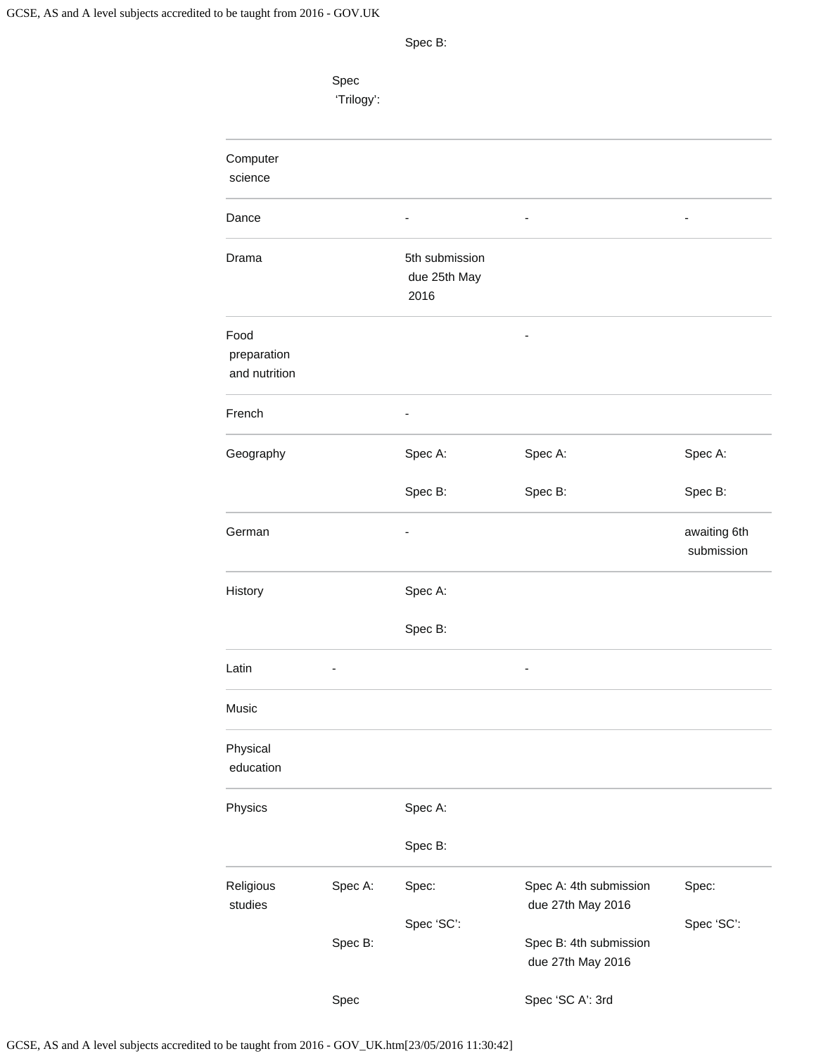| | | | | |
|---|---|---|---|---|
| | | Spec B: | | |
| | Spec 'Trilogy': | | | |
| Computer science | | | | |
| Dance | | - | - | - |
| Drama | | 5th submission due 25th May 2016 | | |
| Food preparation and nutrition | | | - | |
| French | | - | | |
| Geography | | Spec A:<br><br>Spec B: | Spec A:<br><br>Spec B: | Spec A:<br><br>Spec B: |
| German | | - | | awaiting 6th submission |
| History | | Spec A:<br><br>Spec B: | | |
| Latin | - | | - | |
| Music | | | | |
| Physical education | | | | |
| Physics | | Spec A:<br><br>Spec B: | | |
| Religious studies | Spec A:<br><br>Spec B:<br><br>Spec | Spec:<br><br>Spec 'SC': | Spec A: 4th submission due 27th May 2016<br><br>Spec B: 4th submission due 27th May 2016<br><br>Spec 'SC A': 3rd | Spec:<br><br>Spec 'SC': |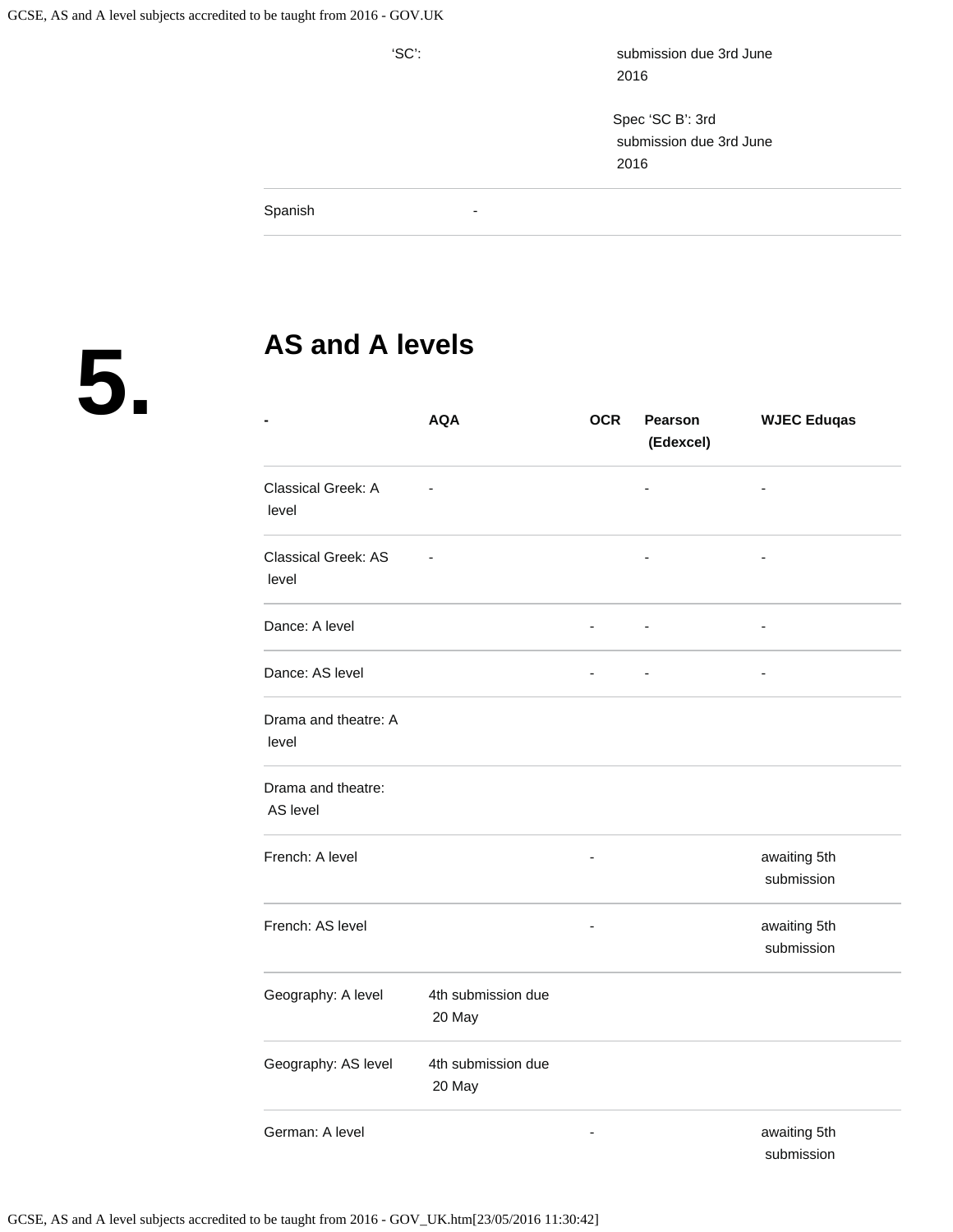| | | | | |
|---|---|---|---|---|
| | 'SC': | | | submission due 3rd June 2016<br><br>Spec 'SC B': 3rd submission due 3rd June 2016 |
| Spanish | - | | | |

## 5. AS and A levels

| - | AQA | OCR | Pearson (Edexcel) | WJEC Eduqas |
|---|---|---|---|---|
| Classical Greek: A level | - | | - | - |
| Classical Greek: AS level | - | | - | - |
| Dance: A level | | - | - | - |
| Dance: AS level | | - | - | - |
| Drama and theatre: A level | | | | |
| Drama and theatre: AS level | | | | |
| French: A level | | - | | awaiting 5th submission |
| French: AS level | | - | | awaiting 5th submission |
| Geography: A level | 4th submission due 20 May | | | |
| Geography: AS level | 4th submission due 20 May | | | |
| German: A level | | - | | awaiting 5th submission |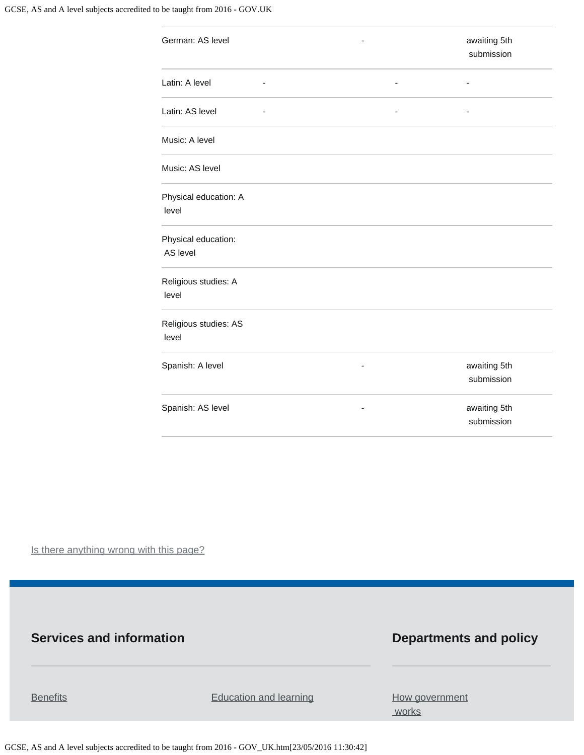| | | | | |
|---|---|---|---|---|
| German: AS level | | - | | awaiting 5th submission |
| Latin: A level | - | | - | - |
| Latin: AS level | - | | - | - |
| Music: A level | | | | |
| Music: AS level | | | | |
| Physical education: A level | | | | |
| Physical education: AS level | | | | |
| Religious studies: A level | | | | |
| Religious studies: AS level | | | | |
| Spanish: A level | | - | | awaiting 5th submission |
| Spanish: AS level | | - | | awaiting 5th submission |

Is there anything wrong with this page?

## Services and information

Benefits

Education and learning

## Departments and policy

How government works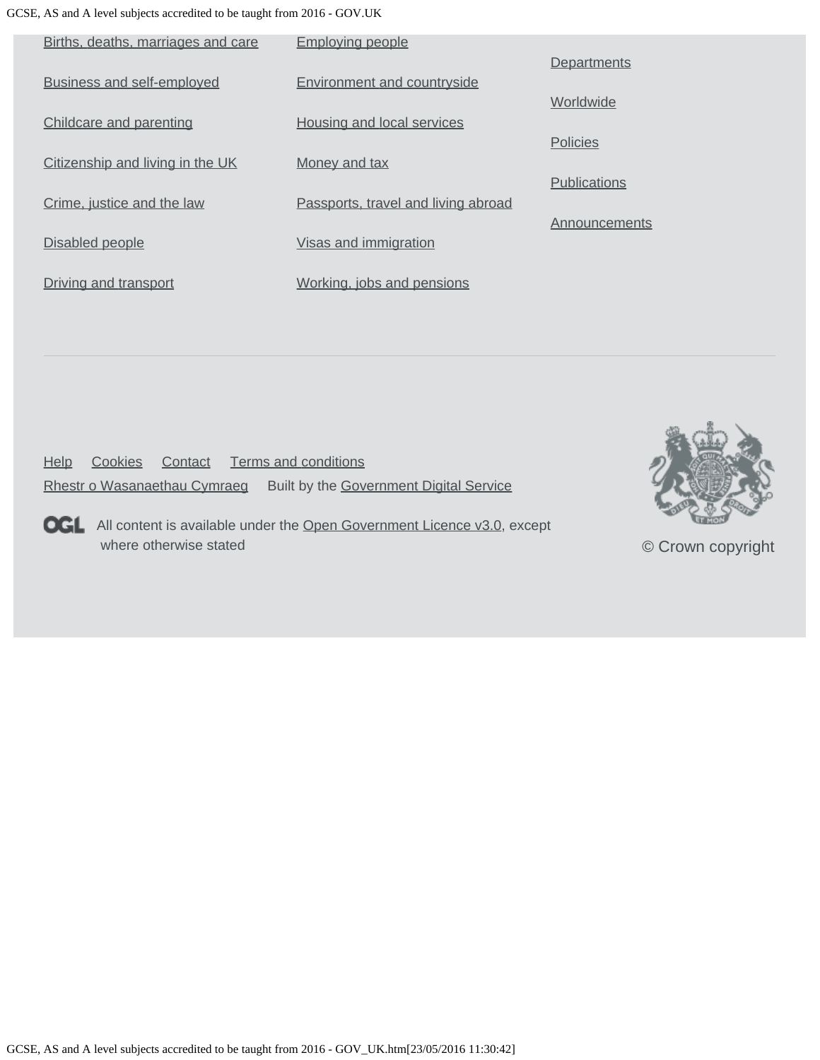Births, deaths, marriages and care

Business and self-employed

Childcare and parenting

Citizenship and living in the UK

Crime, justice and the law

Disabled people

Driving and transport

Employing people

Environment and countryside

Housing and local services

Money and tax

Passports, travel and living abroad

Visas and immigration

Working, jobs and pensions

Departments

Worldwide

Policies

Publications

Announcements

---

Help Cookies Contact Terms and conditions

Rhestr o Wasanaethau Cymraeg Built by the Government Digital Service

OGL All content is available under the Open Government Licence v3.0, except where otherwise stated

© Crown copyright